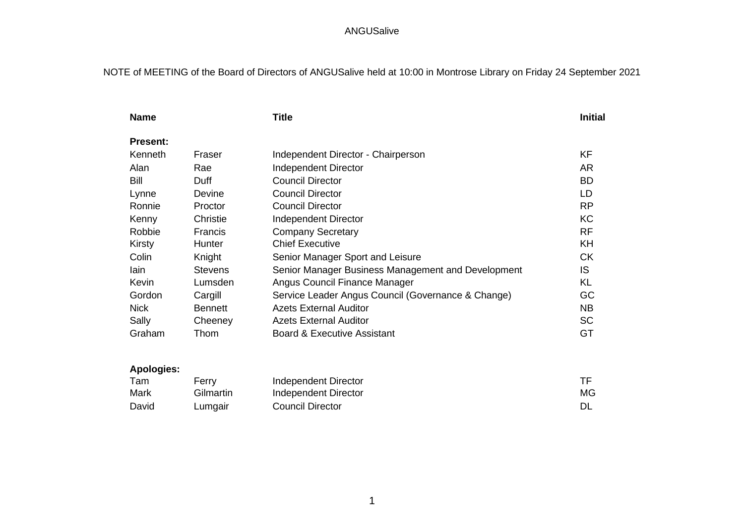ANGUSalive

NOTE of MEETING of the Board of Directors of ANGUSalive held at 10:00 in Montrose Library on Friday 24 September 2021

| Name | | Title | Initial |
| --- | --- | --- | --- |
| **Present:** | | | |
| Kenneth | Fraser | Independent Director - Chairperson | KF |
| Alan | Rae | Independent Director | AR |
| Bill | Duff | Council Director | BD |
| Lynne | Devine | Council Director | LD |
| Ronnie | Proctor | Council Director | RP |
| Kenny | Christie | Independent Director | KC |
| Robbie | Francis | Company Secretary | RF |
| Kirsty | Hunter | Chief Executive | KH |
| Colin | Knight | Senior Manager Sport and Leisure | CK |
| Iain | Stevens | Senior Manager Business Management and Development | IS |
| Kevin | Lumsden | Angus Council Finance Manager | KL |
| Gordon | Cargill | Service Leader Angus Council (Governance & Change) | GC |
| Nick | Bennett | Azets External Auditor | NB |
| Sally | Cheeney | Azets External Auditor | SC |
| Graham | Thom | Board & Executive Assistant | GT |
| **Apologies:** | | | |
| Tam | Ferry | Independent Director | TF |
| Mark | Gilmartin | Independent Director | MG |
| David | Lumgair | Council Director | DL |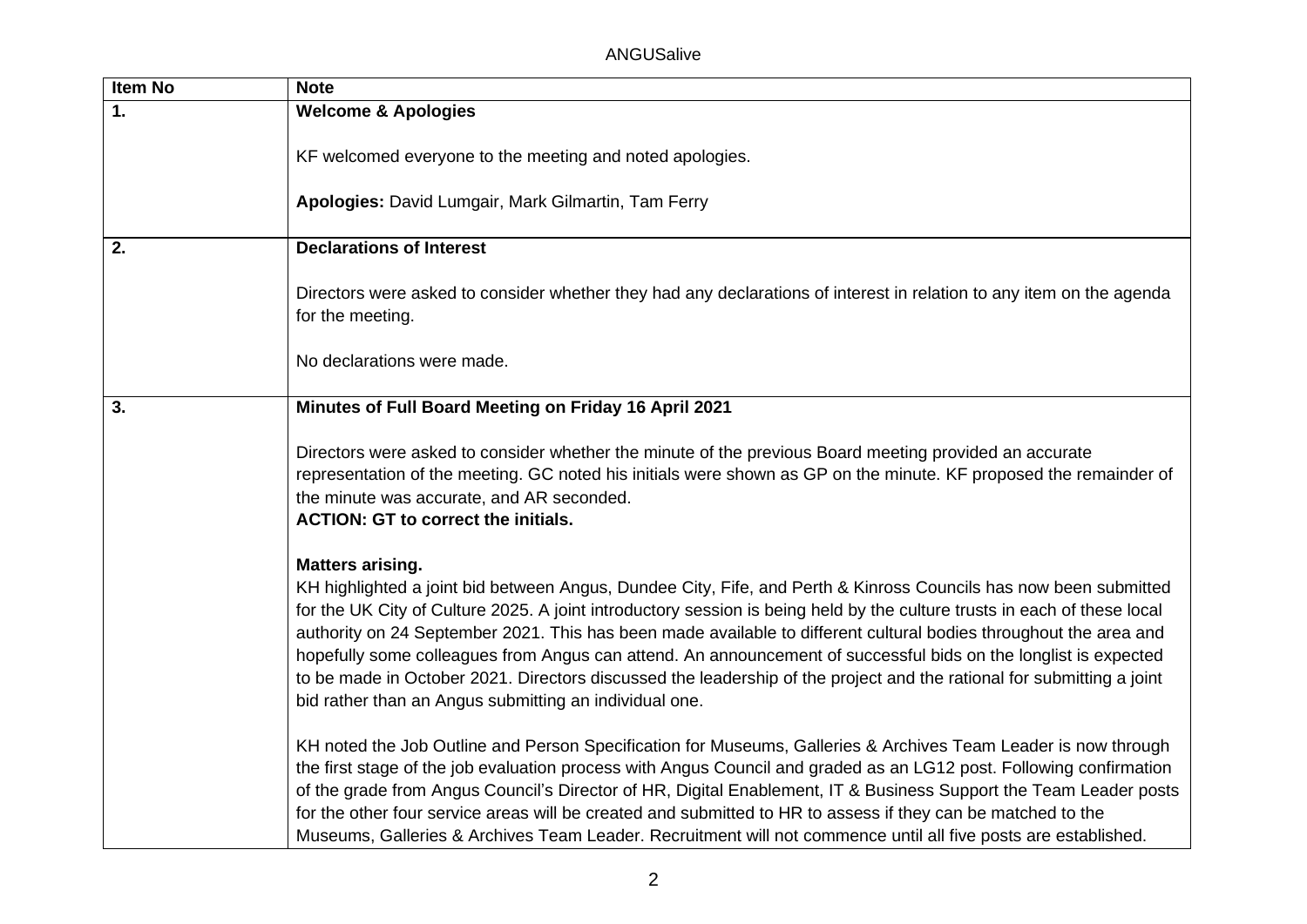| Item No | Note |
|---|---|
| **1.** | **Welcome & Apologies**<br><br>KF welcomed everyone to the meeting and noted apologies.<br><br>**Apologies:** David Lumgair, Mark Gilmartin, Tam Ferry |
| **2.** | **Declarations of Interest**<br><br>Directors were asked to consider whether they had any declarations of interest in relation to any item on the agenda for the meeting.<br><br>No declarations were made. |
| **3.** | **Minutes of Full Board Meeting on Friday 16 April 2021**<br><br>Directors were asked to consider whether the minute of the previous Board meeting provided an accurate representation of the meeting. GC noted his initials were shown as GP on the minute. KF proposed the remainder of the minute was accurate, and AR seconded.<br>**ACTION: GT to correct the initials.**<br><br>**Matters arising.**<br>KH highlighted a joint bid between Angus, Dundee City, Fife, and Perth & Kinross Councils has now been submitted for the UK City of Culture 2025. A joint introductory session is being held by the culture trusts in each of these local authority on 24 September 2021. This has been made available to different cultural bodies throughout the area and hopefully some colleagues from Angus can attend. An announcement of successful bids on the longlist is expected to be made in October 2021. Directors discussed the leadership of the project and the rational for submitting a joint bid rather than an Angus submitting an individual one.<br><br>KH noted the Job Outline and Person Specification for Museums, Galleries & Archives Team Leader is now through the first stage of the job evaluation process with Angus Council and graded as an LG12 post. Following confirmation of the grade from Angus Council's Director of HR, Digital Enablement, IT & Business Support the Team Leader posts for the other four service areas will be created and submitted to HR to assess if they can be matched to the Museums, Galleries & Archives Team Leader. Recruitment will not commence until all five posts are established. |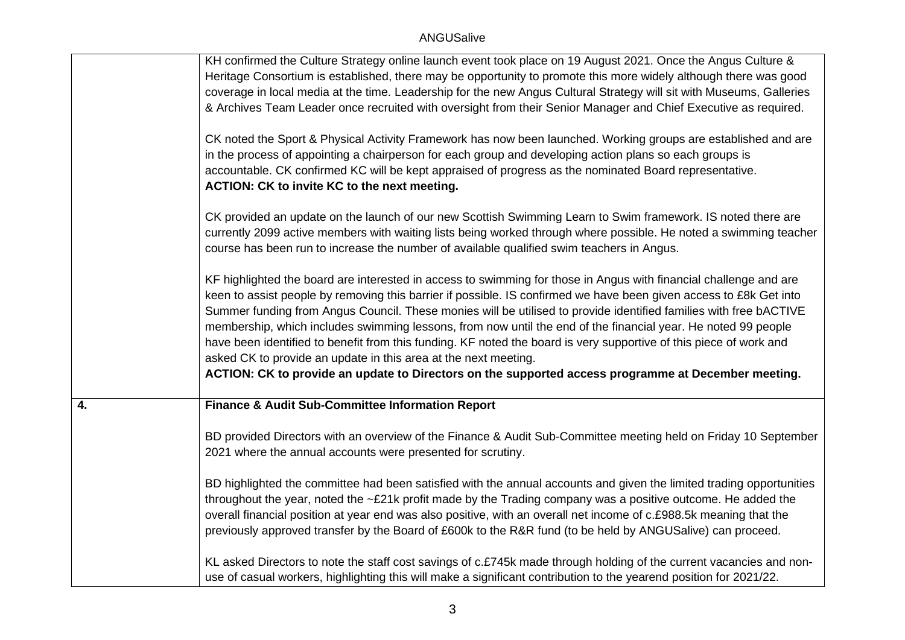| | |
|---|---|
| | KH confirmed the Culture Strategy online launch event took place on 19 August 2021. Once the Angus Culture & Heritage Consortium is established, there may be opportunity to promote this more widely although there was good coverage in local media at the time. Leadership for the new Angus Cultural Strategy will sit with Museums, Galleries & Archives Team Leader once recruited with oversight from their Senior Manager and Chief Executive as required.<br><br>CK noted the Sport & Physical Activity Framework has now been launched. Working groups are established and are in the process of appointing a chairperson for each group and developing action plans so each groups is accountable. CK confirmed KC will be kept appraised of progress as the nominated Board representative.<br>**ACTION: CK to invite KC to the next meeting.**<br><br>CK provided an update on the launch of our new Scottish Swimming Learn to Swim framework. IS noted there are currently 2099 active members with waiting lists being worked through where possible. He noted a swimming teacher course has been run to increase the number of available qualified swim teachers in Angus.<br><br>KF highlighted the board are interested in access to swimming for those in Angus with financial challenge and are keen to assist people by removing this barrier if possible. IS confirmed we have been given access to £8k Get into Summer funding from Angus Council. These monies will be utilised to provide identified families with free bACTIVE membership, which includes swimming lessons, from now until the end of the financial year. He noted 99 people have been identified to benefit from this funding. KF noted the board is very supportive of this piece of work and asked CK to provide an update in this area at the next meeting.<br>**ACTION: CK to provide an update to Directors on the supported access programme at December meeting.** |
| **4.** | **Finance & Audit Sub-Committee Information Report**<br><br>BD provided Directors with an overview of the Finance & Audit Sub-Committee meeting held on Friday 10 September 2021 where the annual accounts were presented for scrutiny.<br><br>BD highlighted the committee had been satisfied with the annual accounts and given the limited trading opportunities throughout the year, noted the ~£21k profit made by the Trading company was a positive outcome. He added the overall financial position at year end was also positive, with an overall net income of c.£988.5k meaning that the previously approved transfer by the Board of £600k to the R&R fund (to be held by ANGUSalive) can proceed.<br><br>KL asked Directors to note the staff cost savings of c.£745k made through holding of the current vacancies and non-use of casual workers, highlighting this will make a significant contribution to the yearend position for 2021/22. |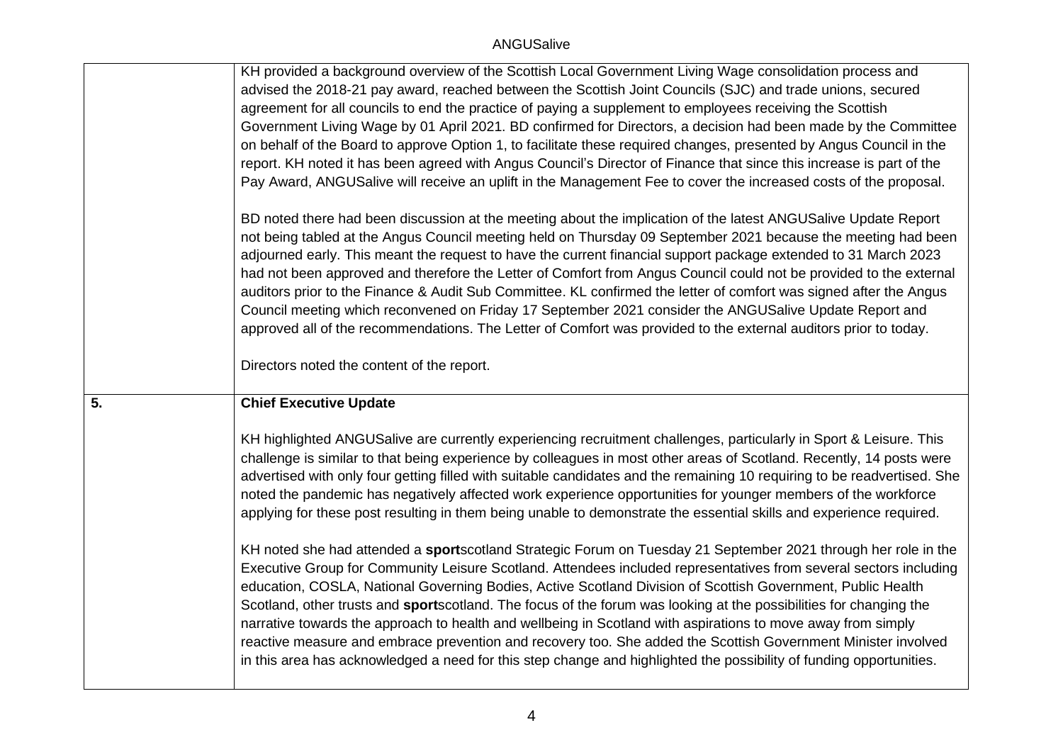| | |
|---|---|
| | KH provided a background overview of the Scottish Local Government Living Wage consolidation process and advised the 2018-21 pay award, reached between the Scottish Joint Councils (SJC) and trade unions, secured agreement for all councils to end the practice of paying a supplement to employees receiving the Scottish Government Living Wage by 01 April 2021. BD confirmed for Directors, a decision had been made by the Committee on behalf of the Board to approve Option 1, to facilitate these required changes, presented by Angus Council in the report. KH noted it has been agreed with Angus Council's Director of Finance that since this increase is part of the Pay Award, ANGUSalive will receive an uplift in the Management Fee to cover the increased costs of the proposal.<br><br>BD noted there had been discussion at the meeting about the implication of the latest ANGUSalive Update Report not being tabled at the Angus Council meeting held on Thursday 09 September 2021 because the meeting had been adjourned early. This meant the request to have the current financial support package extended to 31 March 2023 had not been approved and therefore the Letter of Comfort from Angus Council could not be provided to the external auditors prior to the Finance & Audit Sub Committee. KL confirmed the letter of comfort was signed after the Angus Council meeting which reconvened on Friday 17 September 2021 consider the ANGUSalive Update Report and approved all of the recommendations. The Letter of Comfort was provided to the external auditors prior to today.<br><br>Directors noted the content of the report. |
| **5.** | **Chief Executive Update**<br><br>KH highlighted ANGUSalive are currently experiencing recruitment challenges, particularly in Sport & Leisure. This challenge is similar to that being experience by colleagues in most other areas of Scotland. Recently, 14 posts were advertised with only four getting filled with suitable candidates and the remaining 10 requiring to be readvertised. She noted the pandemic has negatively affected work experience opportunities for younger members of the workforce applying for these post resulting in them being unable to demonstrate the essential skills and experience required.<br><br>KH noted she had attended a **sport**scotland Strategic Forum on Tuesday 21 September 2021 through her role in the Executive Group for Community Leisure Scotland. Attendees included representatives from several sectors including education, COSLA, National Governing Bodies, Active Scotland Division of Scottish Government, Public Health Scotland, other trusts and **sport**scotland. The focus of the forum was looking at the possibilities for changing the narrative towards the approach to health and wellbeing in Scotland with aspirations to move away from simply reactive measure and embrace prevention and recovery too. She added the Scottish Government Minister involved in this area has acknowledged a need for this step change and highlighted the possibility of funding opportunities. |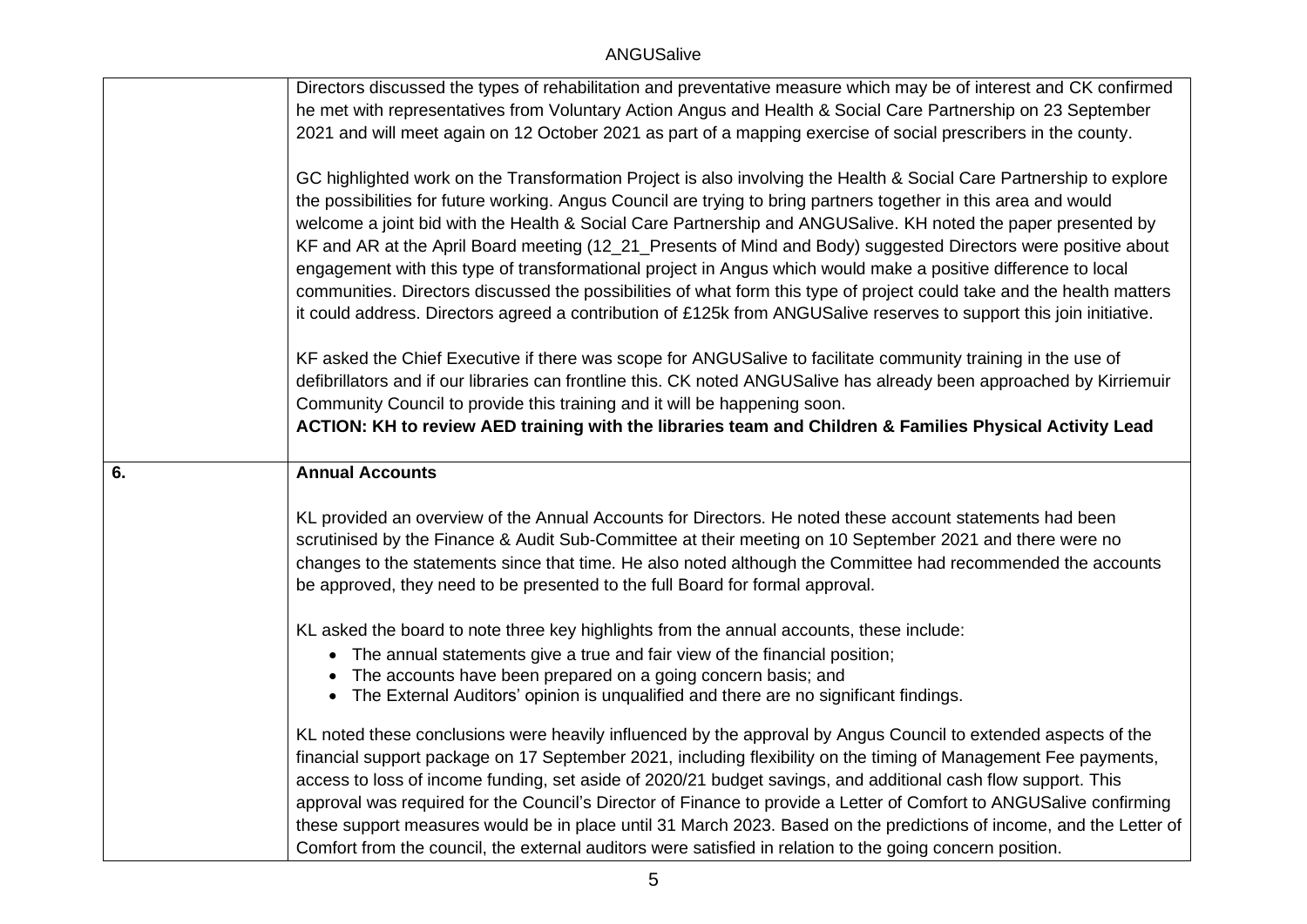| | |
|---|---|
| | Directors discussed the types of rehabilitation and preventative measure which may be of interest and CK confirmed he met with representatives from Voluntary Action Angus and Health & Social Care Partnership on 23 September 2021 and will meet again on 12 October 2021 as part of a mapping exercise of social prescribers in the county.<br><br>GC highlighted work on the Transformation Project is also involving the Health & Social Care Partnership to explore the possibilities for future working. Angus Council are trying to bring partners together in this area and would welcome a joint bid with the Health & Social Care Partnership and ANGUSalive. KH noted the paper presented by KF and AR at the April Board meeting (12_21_Presents of Mind and Body) suggested Directors were positive about engagement with this type of transformational project in Angus which would make a positive difference to local communities. Directors discussed the possibilities of what form this type of project could take and the health matters it could address. Directors agreed a contribution of £125k from ANGUSalive reserves to support this join initiative.<br><br>KF asked the Chief Executive if there was scope for ANGUSalive to facilitate community training in the use of defibrillators and if our libraries can frontline this. CK noted ANGUSalive has already been approached by Kirriemuir Community Council to provide this training and it will be happening soon.<br>**ACTION: KH to review AED training with the libraries team and Children & Families Physical Activity Lead** |
| **6.** | **Annual Accounts**<br><br>KL provided an overview of the Annual Accounts for Directors. He noted these account statements had been scrutinised by the Finance & Audit Sub-Committee at their meeting on 10 September 2021 and there were no changes to the statements since that time. He also noted although the Committee had recommended the accounts be approved, they need to be presented to the full Board for formal approval.<br><br>KL asked the board to note three key highlights from the annual accounts, these include:<br>• The annual statements give a true and fair view of the financial position;<br>• The accounts have been prepared on a going concern basis; and<br>• The External Auditors' opinion is unqualified and there are no significant findings.<br><br>KL noted these conclusions were heavily influenced by the approval by Angus Council to extended aspects of the financial support package on 17 September 2021, including flexibility on the timing of Management Fee payments, access to loss of income funding, set aside of 2020/21 budget savings, and additional cash flow support. This approval was required for the Council's Director of Finance to provide a Letter of Comfort to ANGUSalive confirming these support measures would be in place until 31 March 2023. Based on the predictions of income, and the Letter of Comfort from the council, the external auditors were satisfied in relation to the going concern position. |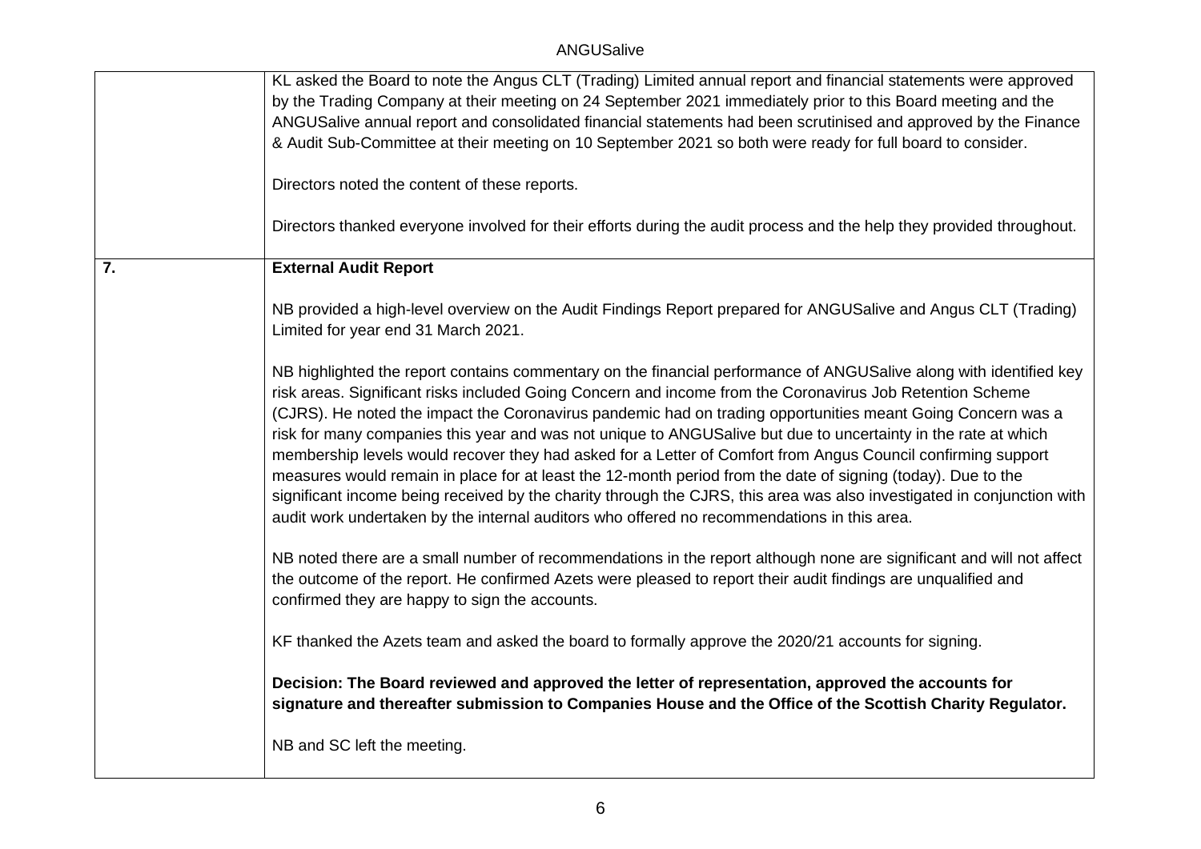| | |
|---|---|
| | KL asked the Board to note the Angus CLT (Trading) Limited annual report and financial statements were approved by the Trading Company at their meeting on 24 September 2021 immediately prior to this Board meeting and the ANGUSalive annual report and consolidated financial statements had been scrutinised and approved by the Finance & Audit Sub-Committee at their meeting on 10 September 2021 so both were ready for full board to consider.<br><br>Directors noted the content of these reports.<br><br>Directors thanked everyone involved for their efforts during the audit process and the help they provided throughout. |
| **7.** | **External Audit Report**<br><br>NB provided a high-level overview on the Audit Findings Report prepared for ANGUSalive and Angus CLT (Trading) Limited for year end 31 March 2021.<br><br>NB highlighted the report contains commentary on the financial performance of ANGUSalive along with identified key risk areas. Significant risks included Going Concern and income from the Coronavirus Job Retention Scheme (CJRS). He noted the impact the Coronavirus pandemic had on trading opportunities meant Going Concern was a risk for many companies this year and was not unique to ANGUSalive but due to uncertainty in the rate at which membership levels would recover they had asked for a Letter of Comfort from Angus Council confirming support measures would remain in place for at least the 12-month period from the date of signing (today). Due to the significant income being received by the charity through the CJRS, this area was also investigated in conjunction with audit work undertaken by the internal auditors who offered no recommendations in this area.<br><br>NB noted there are a small number of recommendations in the report although none are significant and will not affect the outcome of the report. He confirmed Azets were pleased to report their audit findings are unqualified and confirmed they are happy to sign the accounts.<br><br>KF thanked the Azets team and asked the board to formally approve the 2020/21 accounts for signing.<br><br>**Decision: The Board reviewed and approved the letter of representation, approved the accounts for signature and thereafter submission to Companies House and the Office of the Scottish Charity Regulator.**<br><br>NB and SC left the meeting. |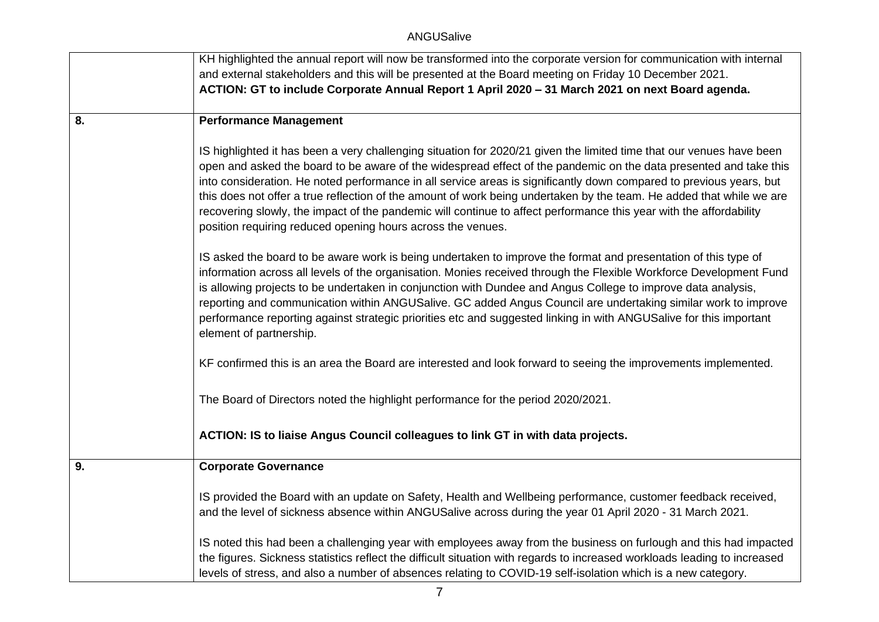| | |
|---|---|
| | KH highlighted the annual report will now be transformed into the corporate version for communication with internal and external stakeholders and this will be presented at the Board meeting on Friday 10 December 2021.<br>**ACTION: GT to include Corporate Annual Report 1 April 2020 – 31 March 2021 on next Board agenda.** |
| **8.** | **Performance Management**<br><br>IS highlighted it has been a very challenging situation for 2020/21 given the limited time that our venues have been open and asked the board to be aware of the widespread effect of the pandemic on the data presented and take this into consideration. He noted performance in all service areas is significantly down compared to previous years, but this does not offer a true reflection of the amount of work being undertaken by the team. He added that while we are recovering slowly, the impact of the pandemic will continue to affect performance this year with the affordability position requiring reduced opening hours across the venues.<br><br>IS asked the board to be aware work is being undertaken to improve the format and presentation of this type of information across all levels of the organisation. Monies received through the Flexible Workforce Development Fund is allowing projects to be undertaken in conjunction with Dundee and Angus College to improve data analysis, reporting and communication within ANGUSalive. GC added Angus Council are undertaking similar work to improve performance reporting against strategic priorities etc and suggested linking in with ANGUSalive for this important element of partnership.<br><br>KF confirmed this is an area the Board are interested and look forward to seeing the improvements implemented.<br><br>The Board of Directors noted the highlight performance for the period 2020/2021.<br><br>**ACTION: IS to liaise Angus Council colleagues to link GT in with data projects.** |
| **9.** | **Corporate Governance**<br><br>IS provided the Board with an update on Safety, Health and Wellbeing performance, customer feedback received, and the level of sickness absence within ANGUSalive across during the year 01 April 2020 - 31 March 2021.<br><br>IS noted this had been a challenging year with employees away from the business on furlough and this had impacted the figures. Sickness statistics reflect the difficult situation with regards to increased workloads leading to increased levels of stress, and also a number of absences relating to COVID-19 self-isolation which is a new category. |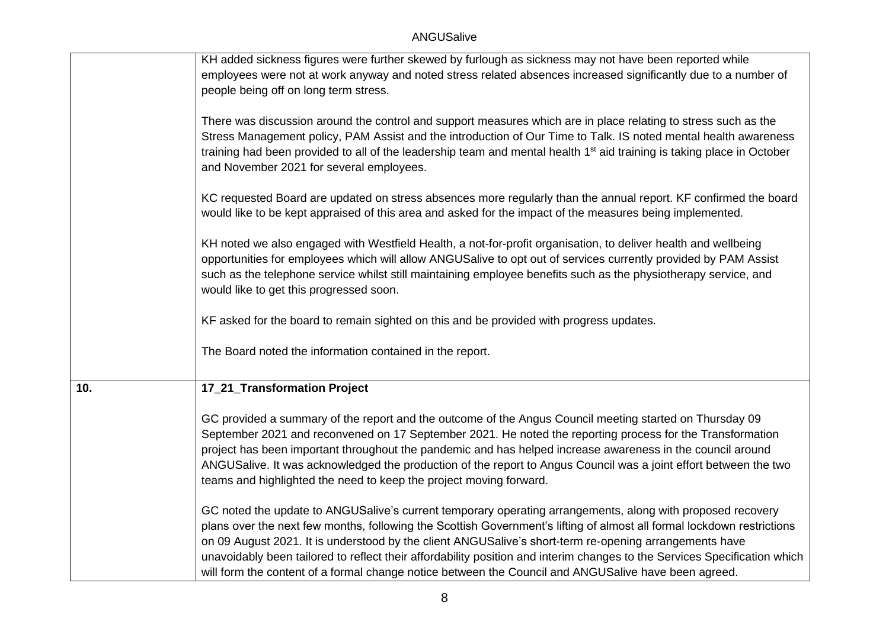| | |
|---|---|
| | KH added sickness figures were further skewed by furlough as sickness may not have been reported while employees were not at work anyway and noted stress related absences increased significantly due to a number of people being off on long term stress.<br><br>There was discussion around the control and support measures which are in place relating to stress such as the Stress Management policy, PAM Assist and the introduction of Our Time to Talk. IS noted mental health awareness training had been provided to all of the leadership team and mental health 1st aid training is taking place in October and November 2021 for several employees.<br><br>KC requested Board are updated on stress absences more regularly than the annual report. KF confirmed the board would like to be kept appraised of this area and asked for the impact of the measures being implemented.<br><br>KH noted we also engaged with Westfield Health, a not-for-profit organisation, to deliver health and wellbeing opportunities for employees which will allow ANGUSalive to opt out of services currently provided by PAM Assist such as the telephone service whilst still maintaining employee benefits such as the physiotherapy service, and would like to get this progressed soon.<br><br>KF asked for the board to remain sighted on this and be provided with progress updates.<br><br>The Board noted the information contained in the report. |
| **10.** | **17_21_Transformation Project**<br><br>GC provided a summary of the report and the outcome of the Angus Council meeting started on Thursday 09 September 2021 and reconvened on 17 September 2021. He noted the reporting process for the Transformation project has been important throughout the pandemic and has helped increase awareness in the council around ANGUSalive. It was acknowledged the production of the report to Angus Council was a joint effort between the two teams and highlighted the need to keep the project moving forward.<br><br>GC noted the update to ANGUSalive's current temporary operating arrangements, along with proposed recovery plans over the next few months, following the Scottish Government's lifting of almost all formal lockdown restrictions on 09 August 2021. It is understood by the client ANGUSalive's short-term re-opening arrangements have unavoidably been tailored to reflect their affordability position and interim changes to the Services Specification which will form the content of a formal change notice between the Council and ANGUSalive have been agreed. |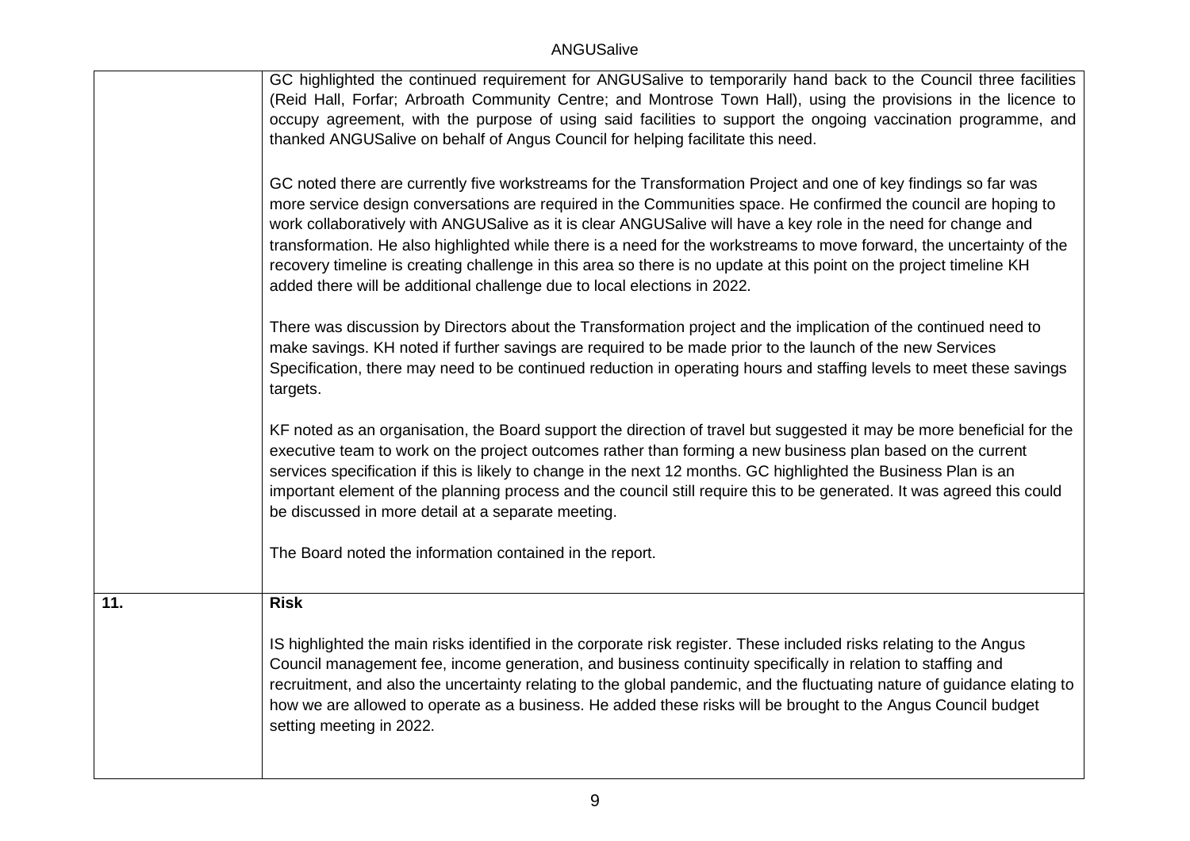| | |
|---|---|
| | GC highlighted the continued requirement for ANGUSalive to temporarily hand back to the Council three facilities (Reid Hall, Forfar; Arbroath Community Centre; and Montrose Town Hall), using the provisions in the licence to occupy agreement, with the purpose of using said facilities to support the ongoing vaccination programme, and thanked ANGUSalive on behalf of Angus Council for helping facilitate this need.<br><br>GC noted there are currently five workstreams for the Transformation Project and one of key findings so far was more service design conversations are required in the Communities space. He confirmed the council are hoping to work collaboratively with ANGUSalive as it is clear ANGUSalive will have a key role in the need for change and transformation. He also highlighted while there is a need for the workstreams to move forward, the uncertainty of the recovery timeline is creating challenge in this area so there is no update at this point on the project timeline KH added there will be additional challenge due to local elections in 2022.<br><br>There was discussion by Directors about the Transformation project and the implication of the continued need to make savings. KH noted if further savings are required to be made prior to the launch of the new Services Specification, there may need to be continued reduction in operating hours and staffing levels to meet these savings targets.<br><br>KF noted as an organisation, the Board support the direction of travel but suggested it may be more beneficial for the executive team to work on the project outcomes rather than forming a new business plan based on the current services specification if this is likely to change in the next 12 months. GC highlighted the Business Plan is an important element of the planning process and the council still require this to be generated. It was agreed this could be discussed in more detail at a separate meeting.<br><br>The Board noted the information contained in the report. |
| **11.** | **Risk**<br><br>IS highlighted the main risks identified in the corporate risk register. These included risks relating to the Angus Council management fee, income generation, and business continuity specifically in relation to staffing and recruitment, and also the uncertainty relating to the global pandemic, and the fluctuating nature of guidance elating to how we are allowed to operate as a business. He added these risks will be brought to the Angus Council budget setting meeting in 2022. |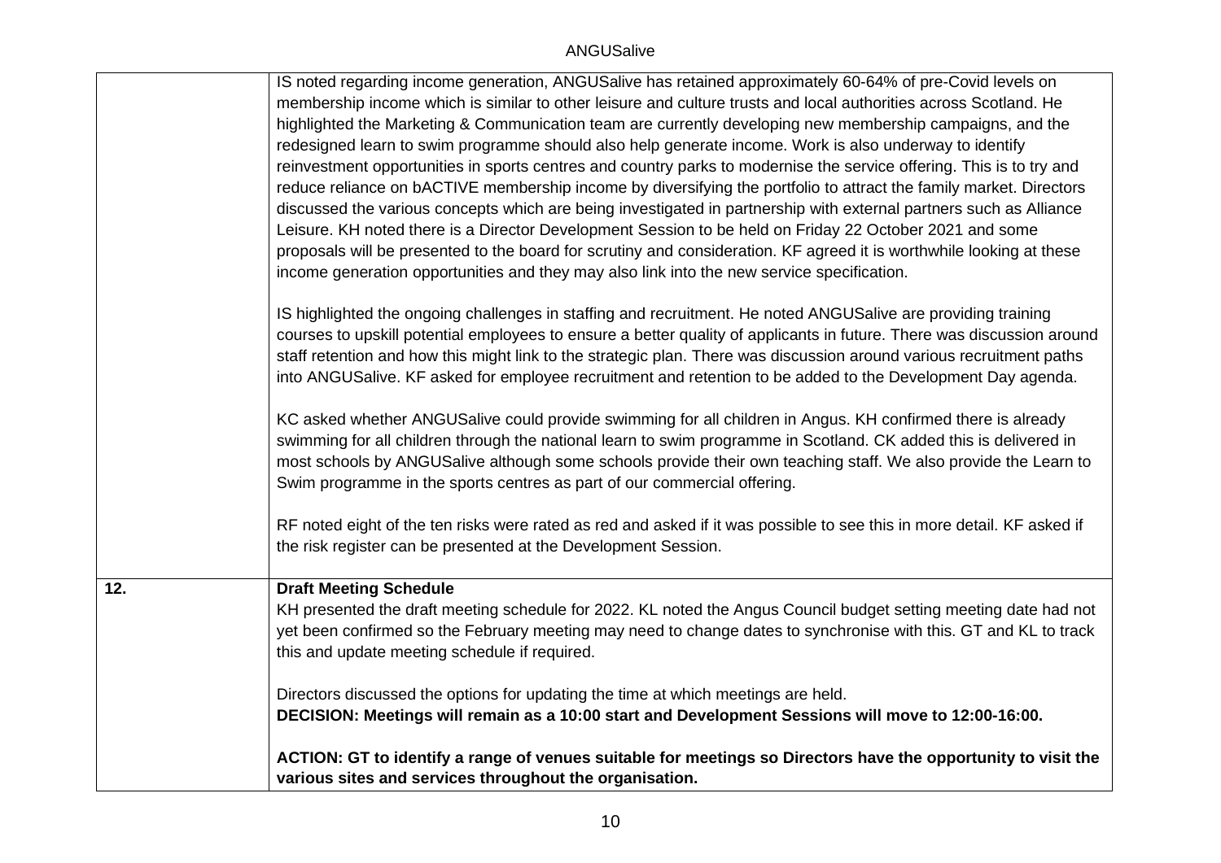| | |
|---|---|
| | IS noted regarding income generation, ANGUSalive has retained approximately 60-64% of pre-Covid levels on membership income which is similar to other leisure and culture trusts and local authorities across Scotland. He highlighted the Marketing & Communication team are currently developing new membership campaigns, and the redesigned learn to swim programme should also help generate income. Work is also underway to identify reinvestment opportunities in sports centres and country parks to modernise the service offering. This is to try and reduce reliance on bACTIVE membership income by diversifying the portfolio to attract the family market. Directors discussed the various concepts which are being investigated in partnership with external partners such as Alliance Leisure. KH noted there is a Director Development Session to be held on Friday 22 October 2021 and some proposals will be presented to the board for scrutiny and consideration. KF agreed it is worthwhile looking at these income generation opportunities and they may also link into the new service specification.<br><br>IS highlighted the ongoing challenges in staffing and recruitment. He noted ANGUSalive are providing training courses to upskill potential employees to ensure a better quality of applicants in future. There was discussion around staff retention and how this might link to the strategic plan. There was discussion around various recruitment paths into ANGUSalive. KF asked for employee recruitment and retention to be added to the Development Day agenda.<br><br>KC asked whether ANGUSalive could provide swimming for all children in Angus. KH confirmed there is already swimming for all children through the national learn to swim programme in Scotland. CK added this is delivered in most schools by ANGUSalive although some schools provide their own teaching staff. We also provide the Learn to Swim programme in the sports centres as part of our commercial offering.<br><br>RF noted eight of the ten risks were rated as red and asked if it was possible to see this in more detail. KF asked if the risk register can be presented at the Development Session. |
| **12.** | **Draft Meeting Schedule**<br>KH presented the draft meeting schedule for 2022. KL noted the Angus Council budget setting meeting date had not yet been confirmed so the February meeting may need to change dates to synchronise with this. GT and KL to track this and update meeting schedule if required.<br><br>Directors discussed the options for updating the time at which meetings are held.<br>**DECISION: Meetings will remain as a 10:00 start and Development Sessions will move to 12:00-16:00.**<br><br>**ACTION: GT to identify a range of venues suitable for meetings so Directors have the opportunity to visit the various sites and services throughout the organisation.** |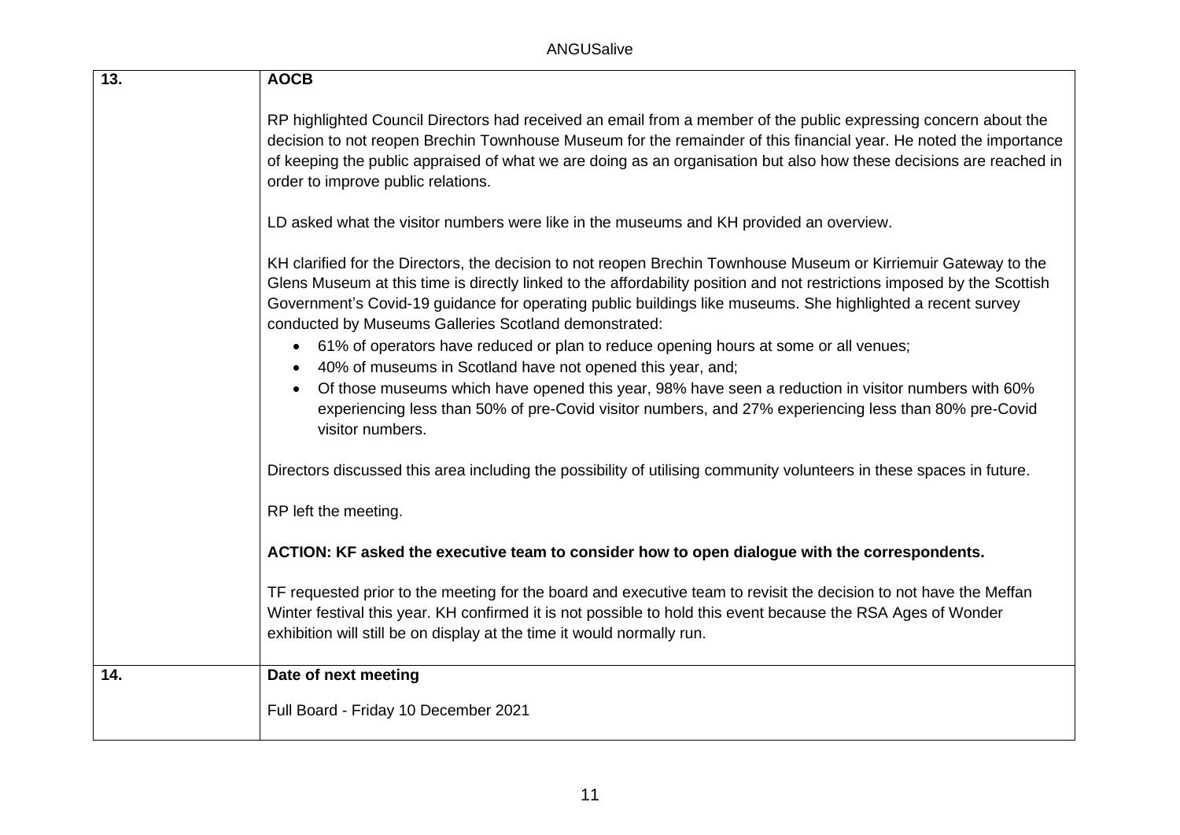| | |
|---|---|
| **13.** | **AOCB**<br><br>RP highlighted Council Directors had received an email from a member of the public expressing concern about the decision to not reopen Brechin Townhouse Museum for the remainder of this financial year. He noted the importance of keeping the public appraised of what we are doing as an organisation but also how these decisions are reached in order to improve public relations.<br><br>LD asked what the visitor numbers were like in the museums and KH provided an overview.<br><br>KH clarified for the Directors, the decision to not reopen Brechin Townhouse Museum or Kirriemuir Gateway to the Glens Museum at this time is directly linked to the affordability position and not restrictions imposed by the Scottish Government's Covid-19 guidance for operating public buildings like museums. She highlighted a recent survey conducted by Museums Galleries Scotland demonstrated:<br>• 61% of operators have reduced or plan to reduce opening hours at some or all venues;<br>• 40% of museums in Scotland have not opened this year, and;<br>• Of those museums which have opened this year, 98% have seen a reduction in visitor numbers with 60% experiencing less than 50% of pre-Covid visitor numbers, and 27% experiencing less than 80% pre-Covid visitor numbers.<br><br>Directors discussed this area including the possibility of utilising community volunteers in these spaces in future.<br><br>RP left the meeting.<br><br>**ACTION: KF asked the executive team to consider how to open dialogue with the correspondents.**<br><br>TF requested prior to the meeting for the board and executive team to revisit the decision to not have the Meffan Winter festival this year. KH confirmed it is not possible to hold this event because the RSA Ages of Wonder exhibition will still be on display at the time it would normally run. |
| **14.** | **Date of next meeting**<br><br>Full Board - Friday 10 December 2021 |